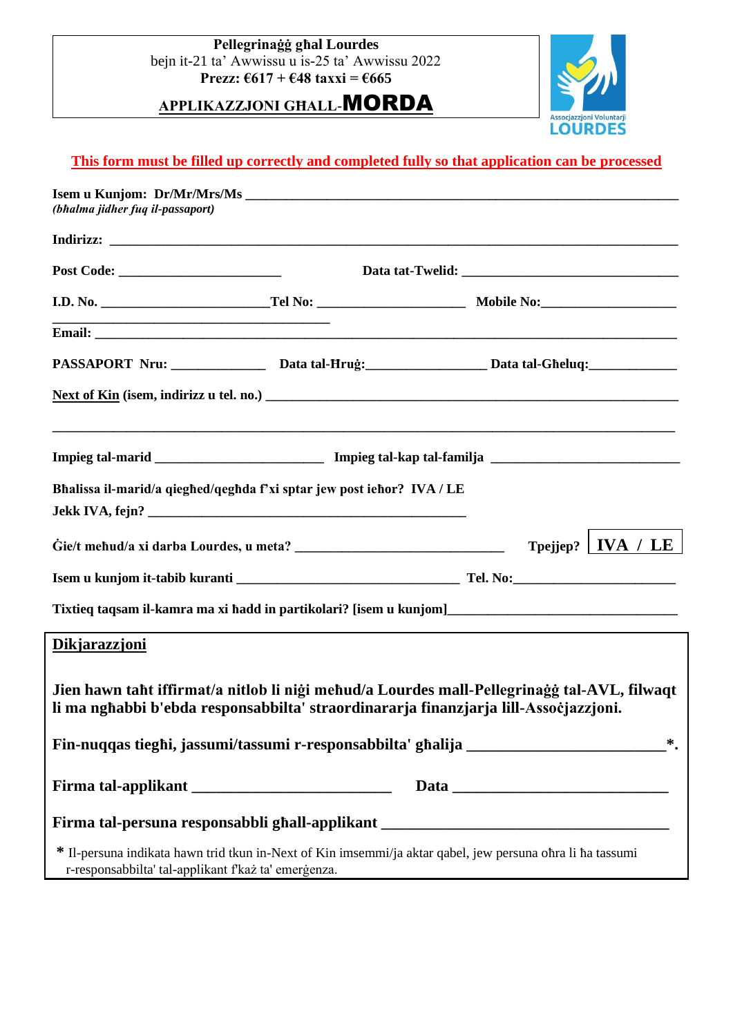**Pellegrinaġġ għal Lourdes**
bejn it-21 ta' Awwissu u is-25 ta' Awwissu 2022
**Prezz: €617 + €48 taxxi = €665**

**APPLIKAZZJONI GĦALL-MORDA**

Assocjazzjoni Voluntarji LOURDES

**This form must be filled up correctly and completed fully so that application can be processed**

**Isem u Kunjom: Dr/Mr/Mrs/Ms** ____________________________________________
*(bħalma jidher fuq il-passaport)*

**Indirizz:** ____________________________________________

**Post Code:** ______________________ **Data tat-Twelid:** ______________________

**I.D. No.** ______________________ **Tel No:** ____________________ **Mobile No:** __________________

**Email:** ____________________________________________

**PASSAPORT Nru:** ____________ **Data tal-Ħruġ:** ________________ **Data tal-Għeluq:** ____________

**Next of Kin (isem, indirizz u tel. no.)** ____________________________________________

____________________________________________

**Impieg tal-marid** ______________________ **Impieg tal-kap tal-familja** ________________________

**Bħalissa il-marid/a qiegħed/qegħda f'xi sptar jew post ieħor? IVA / LE**
**Jekk IVA, fejn?** ____________________________________________

**Ġie/t meħud/a xi darba Lourdes, u meta?** ____________________________ **Tpejjep? IVA / LE**

**Isem u kunjom it-tabib kuranti** ______________________________ **Tel. No:** ______________________

**Tixtieq taqsam il-kamra ma xi ħadd in partikolari? [isem u kunjom]** ______________________________

## Dikjarazzjoni

**Jien hawn taħt iffirmat/a nitlob li niġi meħud/a Lourdes mall-Pellegrinaġġ tal-AVL, filwaqt li ma ngħabbi b'ebda responsabbilta' straordinararja finanzjarja lill-Assoċjazzjoni.**

**Fin-nuqqas tiegħi, jassumi/tassumi r-responsabbilta' għalija** ______________________*.

**Firma tal-applikant** ______________________ **Data** ______________________

**Firma tal-persuna responsabbli għall-applikant** ______________________________

**\*** Il-persuna indikata hawn trid tkun in-Next of Kin imsemmi/ja aktar qabel, jew persuna oħra li ħa tassumi r-responsabbilta' tal-applikant f'każ ta' emerġenza.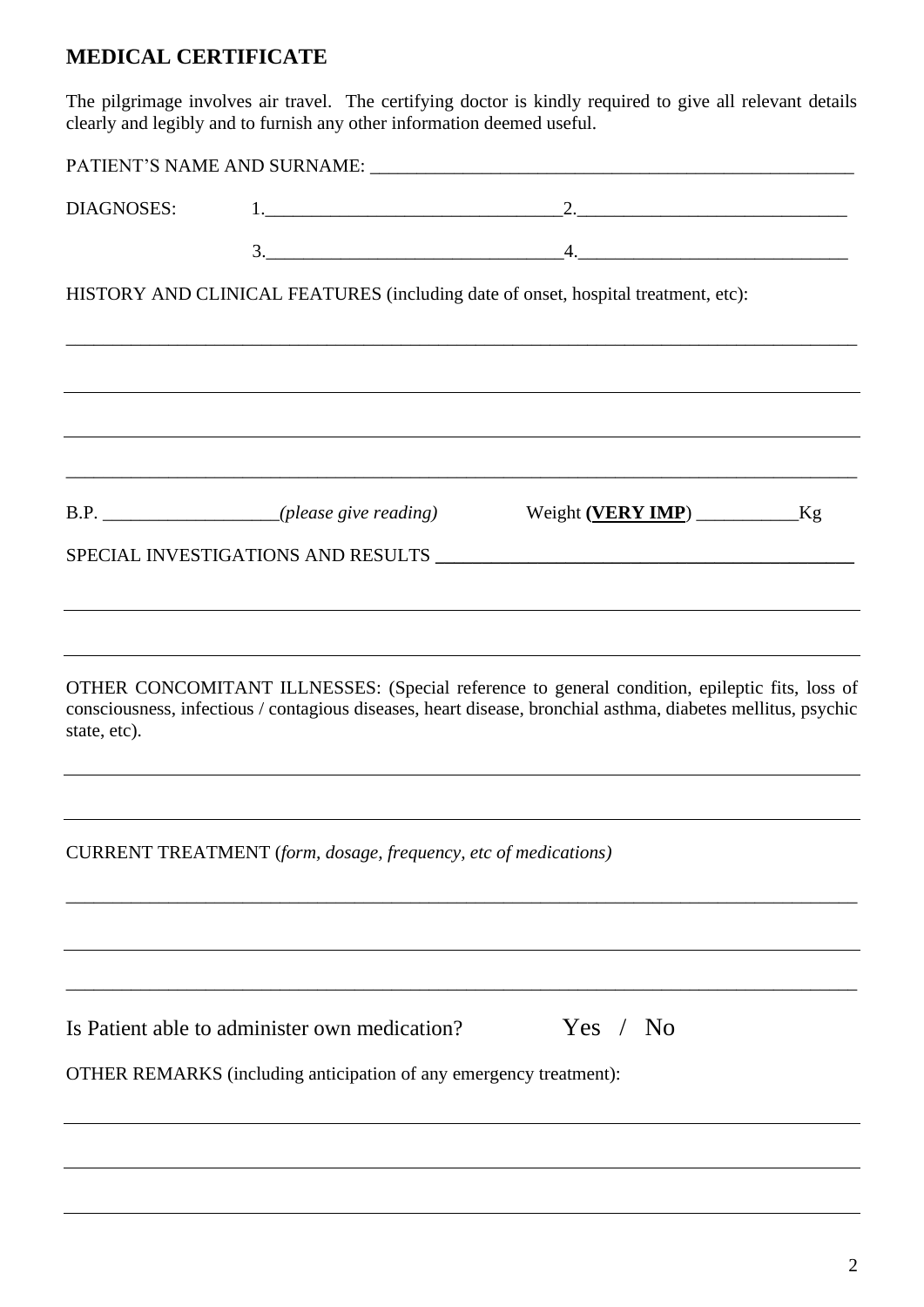## MEDICAL CERTIFICATE

The pilgrimage involves air travel. The certifying doctor is kindly required to give all relevant details clearly and legibly and to furnish any other information deemed useful.

PATIENT'S NAME AND SURNAME: ______________________________________________________

DIAGNOSES: 1.________________________________ 2.______________________________

3.________________________________ 4.______________________________

HISTORY AND CLINICAL FEATURES (including date of onset, hospital treatment, etc):

_____________________________________________________________________________________

_____________________________________________________________________________________

_____________________________________________________________________________________

_____________________________________________________________________________________

B.P. ___________________*(please give reading)* Weight **(<u>VERY IMP</u>)** ___________Kg

SPECIAL INVESTIGATIONS AND RESULTS ______________________________________________

_____________________________________________________________________________________

_____________________________________________________________________________________

OTHER CONCOMITANT ILLNESSES: (Special reference to general condition, epileptic fits, loss of consciousness, infectious / contagious diseases, heart disease, bronchial asthma, diabetes mellitus, psychic state, etc).

_____________________________________________________________________________________

_____________________________________________________________________________________

CURRENT TREATMENT (*form, dosage, frequency, etc of medications)*

_____________________________________________________________________________________

_____________________________________________________________________________________

_____________________________________________________________________________________

Is Patient able to administer own medication? Yes / No

OTHER REMARKS (including anticipation of any emergency treatment):

_____________________________________________________________________________________

_____________________________________________________________________________________

_____________________________________________________________________________________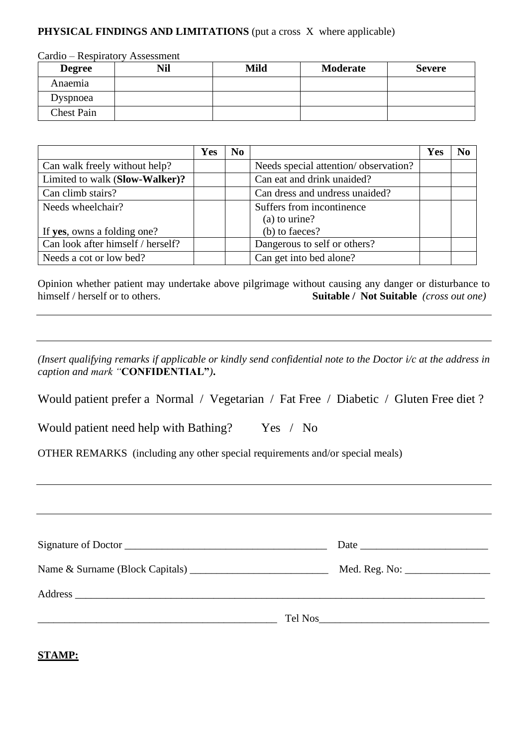**PHYSICAL FINDINGS AND LIMITATIONS** (put a cross X where applicable)

Cardio – Respiratory Assessment

| Degree | Nil | Mild | Moderate | Severe |
|---|---|---|---|---|
| Anaemia | | | | |
| Dyspnoea | | | | |
| Chest Pain | | | | |

| | Yes | No | | Yes | No |
|---|---|---|---|---|---|
| Can walk freely without help? | | | Needs special attention/ observation? | | |
| Limited to walk (**Slow-Walker)?** | | | Can eat and drink unaided? | | |
| Can climb stairs? | | | Can dress and undress unaided? | | |
| Needs wheelchair?<br><br>If **yes**, owns a folding one? | | | Suffers from incontinence<br>(a) to urine?<br>(b) to faeces? | | |
| Can look after himself / herself? | | | Dangerous to self or others? | | |
| Needs a cot or low bed? | | | Can get into bed alone? | | |

Opinion whether patient may undertake above pilgrimage without causing any danger or disturbance to himself / herself or to others. **Suitable / Not Suitable** *(cross out one)*

______________________________________________________________________________

______________________________________________________________________________

*(Insert qualifying remarks if applicable or kindly send confidential note to the Doctor i/c at the address in caption and mark "***CONFIDENTIAL"***).*

Would patient prefer a Normal / Vegetarian / Fat Free / Diabetic / Gluten Free diet ?

Would patient need help with Bathing? Yes / No

OTHER REMARKS (including any other special requirements and/or special meals)

______________________________________________________________________________

______________________________________________________________________________

Signature of Doctor ______________________________________ Date ________________________

Name & Surname (Block Capitals) __________________________ Med. Reg. No: ________________

Address ______________________________________________________________________________

_____________________________________________ Tel Nos________________________________

**STAMP:**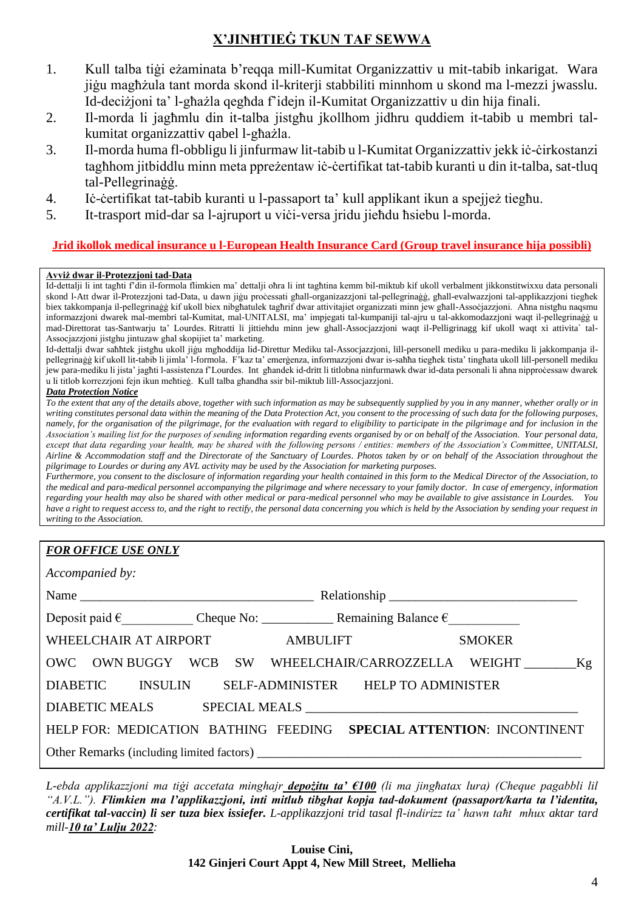# X'JINĦTIEĠ TKUN TAF SEWWA

1. Kull talba tiġi eżaminata b'reqqa mill-Kumitat Organizzattiv u mit-tabib inkarigat. Wara jiġu magħżula tant morda skond il-kriterji stabbiliti minnhom u skond ma l-mezzi jwasslu. Id-deċiżjoni ta' l-għażla qegħda f'idejn il-Kumitat Organizzattiv u din hija finali.
2. Il-morda li jagħmlu din it-talba jistgħu jkollhom jidhru quddiem it-tabib u membri tal-kumitat organizzattiv qabel l-għażla.
3. Il-morda huma fl-obbligu li jinfurmaw lit-tabib u l-Kumitat Organizzattiv jekk iċ-ċirkostanzi tagħhom jitbiddlu minn meta ppreżentaw iċ-ċertifikat tat-tabib kuranti u din it-talba, sat-tluq tal-Pellegrinaġġ.
4. Iċ-ċertifikat tat-tabib kuranti u l-passaport ta' kull applikant ikun a spejjeż tiegħu.
5. It-trasport mid-dar sa l-ajruport u viċi-versa jridu jieħdu ħsiebu l-morda.

**Jrid ikollok medical insurance u l-European Health Insurance Card (Group travel insurance hija possibli)**

**Avviż dwar il-Protezzjoni tad-Data**

Id-dettalji li int tagħti f'din il-formola flimkien ma' dettalji oħra li int tagħtina kemm bil-miktub kif ukoll verbalment jikkonstitwixxu data personali skond l-Att dwar il-Protezzjoni tad-Data, u dawn jiġu proċessati għall-organizazzjoni tal-pellegrinaġġ, għall-evalwazzjoni tal-applikazzjoni tiegħek biex takkompanja il-pellegrinaġġ kif ukoll biex nibgħatulek tagħrif dwar attivitajiet organizzati minn jew għall-Assoċjazzjoni. Aħna nistgħu naqsmu informazzjoni dwarek mal-membri tal-Kumitat, mal-UNITALSI, ma' impjegati tal-kumpaniji tal-ajru u tal-akkomodazzjoni waqt il-pellegrinaġġ u mad-Direttorat tas-Santwarju ta' Lourdes. Ritratti li jittiehdu minn jew għall-Assocjazzjoni waqt il-Pelligrinagg kif ukoll waqt xi attivita` tal-Assocjazzjoni jistgħu jintuzaw ghal skopijiet ta' marketing.

Id-dettalji dwar saħħtek jistgħu ukoll jiġu mgħoddija lid-Direttur Mediku tal-Assocjazzjoni, lill-personell mediku u para-mediku li jakkompanja il-pellegrinaġġ kif ukoll lit-tabib li jimla' l-formola. F'kaz ta' emerġenza, informazzjoni dwar is-saħħa tiegħek tista' tingħata ukoll lill-personell mediku jew para-mediku li jista' jagħti l-assistenza f'Lourdes. Int għandek id-dritt li titlobna ninfurmawk dwar id-data personali li aħna nipproċessaw dwarek u li titlob korrezzjoni fejn ikun meħtieġ. Kull talba għandha ssir bil-miktub lill-Assocjazzjoni.

***Data Protection Notice***

*To the extent that any of the details above, together with such information as may be subsequently supplied by you in any manner, whether orally or in writing constitutes personal data within the meaning of the Data Protection Act, you consent to the processing of such data for the following purposes, namely, for the organisation of the pilgrimage, for the evaluation with regard to eligibility to participate in the pilgrimage and for inclusion in the Association's mailing list for the purposes of sending information regarding events organised by or on behalf of the Association. Your personal data, except that data regarding your health, may be shared with the following persons / entities: members of the Association's Committee, UNITALSI, Airline & Accommodation staff and the Directorate of the Sanctuary of Lourdes. Photos taken by or on behalf of the Association throughout the pilgrimage to Lourdes or during any AVL activity may be used by the Association for marketing purposes.*

*Furthermore, you consent to the disclosure of information regarding your health contained in this form to the Medical Director of the Association, to the medical and para-medical personnel accompanying the pilgrimage and where necessary to your family doctor. In case of emergency, information regarding your health may also be shared with other medical or para-medical personnel who may be available to give assistance in Lourdes. You have a right to request access to, and the right to rectify, the personal data concerning you which is held by the Association by sending your request in writing to the Association.*

***FOR OFFICE USE ONLY***

*Accompanied by:*

Name ______________________ Relationship ______________________

Deposit paid €__________ Cheque No: __________ Remaining Balance €__________

WHEELCHAIR AT AIRPORT    AMBULIFT    SMOKER

OWC    OWN BUGGY    WCB    SW    WHEELCHAIR/CARROZZELLA    WEIGHT ________Kg

DIABETIC    INSULIN    SELF-ADMINISTER    HELP TO ADMINISTER

DIABETIC MEALS    SPECIAL MEALS ______________________

HELP FOR: MEDICATION    BATHING    FEEDING    **SPECIAL ATTENTION**: INCONTINENT

Other Remarks (including limited factors) ______________________

*L-ebda applikazzjoni ma tiġi accetata mingħajr* ***depożitu ta' €100*** *(li ma jingħatax lura) (Cheque pagabbli lil "A.V.L.").* ***Flimkien ma l'applikazzjoni, inti mitlub tibgħat kopja tad-dokument (passaport/karta ta l'identita, certifikat tal-vaccin) li ser tuza biex issiefer.*** *L-applikazzjoni trid tasal fl-indirizz ta' hawn taħt mhux aktar tard mill-* ***10 ta' Lulju 2022****:*

**Louise Cini,**
**142 Ginjeri Court Appt 4, New Mill Street, Mellieha**